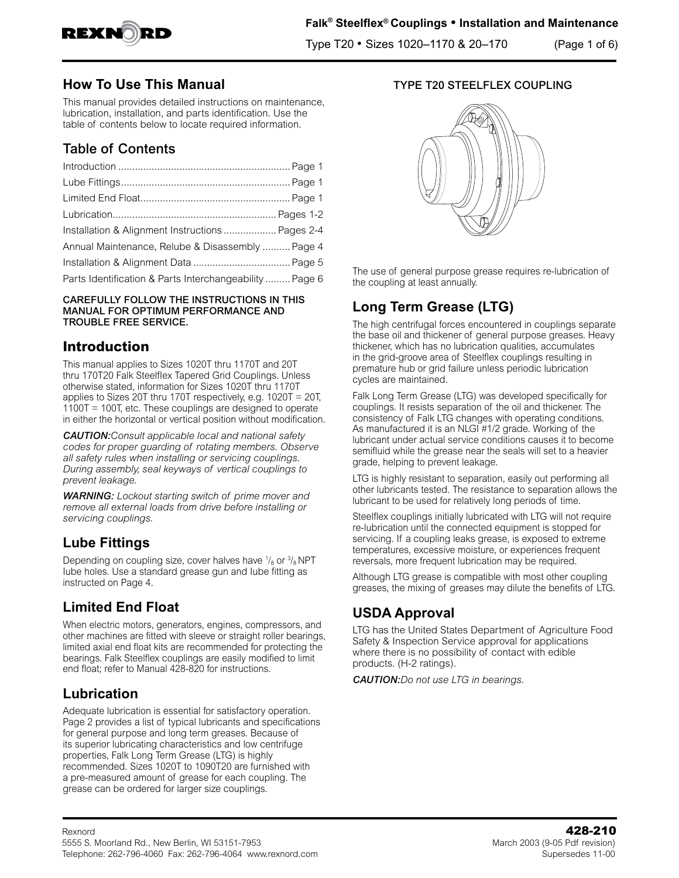## How To Use This Manual

This manual provides detailed instructions on maintenance, lubrication, installation, and parts identification. Use the table of contents below to locate required information.

## Table of Contents

Introduction .............................................................. Page 1
Lube Fittings .............................................................. Page 1
Limited End Float ...................................................... Page 1
Lubrication ........................................................... Pages 1-2
Installation & Alignment Instructions ................... Pages 2-4
Annual Maintenance, Relube & Disassembly .......... Page 4
Installation & Alignment Data ................................... Page 5
Parts Identification & Parts Interchangeability ......... Page 6

**CAREFULLY FOLLOW THE INSTRUCTIONS IN THIS MANUAL FOR OPTIMUM PERFORMANCE AND TROUBLE FREE SERVICE.**

## Introduction

This manual applies to Sizes 1020T thru 1170T and 20T thru 170T20 Falk Steelflex Tapered Grid Couplings. Unless otherwise stated, information for Sizes 1020T thru 1170T applies to Sizes 20T thru 170T respectively, e.g. 1020T = 20T, 1100T = 100T, etc. These couplings are designed to operate in either the horizontal or vertical position without modification.

***CAUTION:*** *Consult applicable local and national safety codes for proper guarding of rotating members. Observe all safety rules when installing or servicing couplings. During assembly, seal keyways of vertical couplings to prevent leakage.*

***WARNING:*** *Lockout starting switch of prime mover and remove all external loads from drive before installing or servicing couplings.*

## Lube Fittings

Depending on coupling size, cover halves have 1/8 or 3/8 NPT lube holes. Use a standard grease gun and lube fitting as instructed on Page 4.

## Limited End Float

When electric motors, generators, engines, compressors, and other machines are fitted with sleeve or straight roller bearings, limited axial end float kits are recommended for protecting the bearings. Falk Steelflex couplings are easily modified to limit end float; refer to Manual 428-820 for instructions.

## Lubrication

Adequate lubrication is essential for satisfactory operation. Page 2 provides a list of typical lubricants and specifications for general purpose and long term greases. Because of its superior lubricating characteristics and low centrifuge properties, Falk Long Term Grease (LTG) is highly recommended. Sizes 1020T to 1090T20 are furnished with a pre-measured amount of grease for each coupling. The grease can be ordered for larger size couplings.

TYPE T20 STEELFLEX COUPLING

The use of general purpose grease requires re-lubrication of the coupling at least annually.

## Long Term Grease (LTG)

The high centrifugal forces encountered in couplings separate the base oil and thickener of general purpose greases. Heavy thickener, which has no lubrication qualities, accumulates in the grid-groove area of Steelflex couplings resulting in premature hub or grid failure unless periodic lubrication cycles are maintained.

Falk Long Term Grease (LTG) was developed specifically for couplings. It resists separation of the oil and thickener. The consistency of Falk LTG changes with operating conditions. As manufactured it is an NLGI #1/2 grade. Working of the lubricant under actual service conditions causes it to become semifluid while the grease near the seals will set to a heavier grade, helping to prevent leakage.

LTG is highly resistant to separation, easily out performing all other lubricants tested. The resistance to separation allows the lubricant to be used for relatively long periods of time.

Steelflex couplings initially lubricated with LTG will not require re-lubrication until the connected equipment is stopped for servicing. If a coupling leaks grease, is exposed to extreme temperatures, excessive moisture, or experiences frequent reversals, more frequent lubrication may be required.

Although LTG grease is compatible with most other coupling greases, the mixing of greases may dilute the benefits of LTG.

## USDA Approval

LTG has the United States Department of Agriculture Food Safety & Inspection Service approval for applications where there is no possibility of contact with edible products. (H-2 ratings).

***CAUTION:*** *Do not use LTG in bearings.*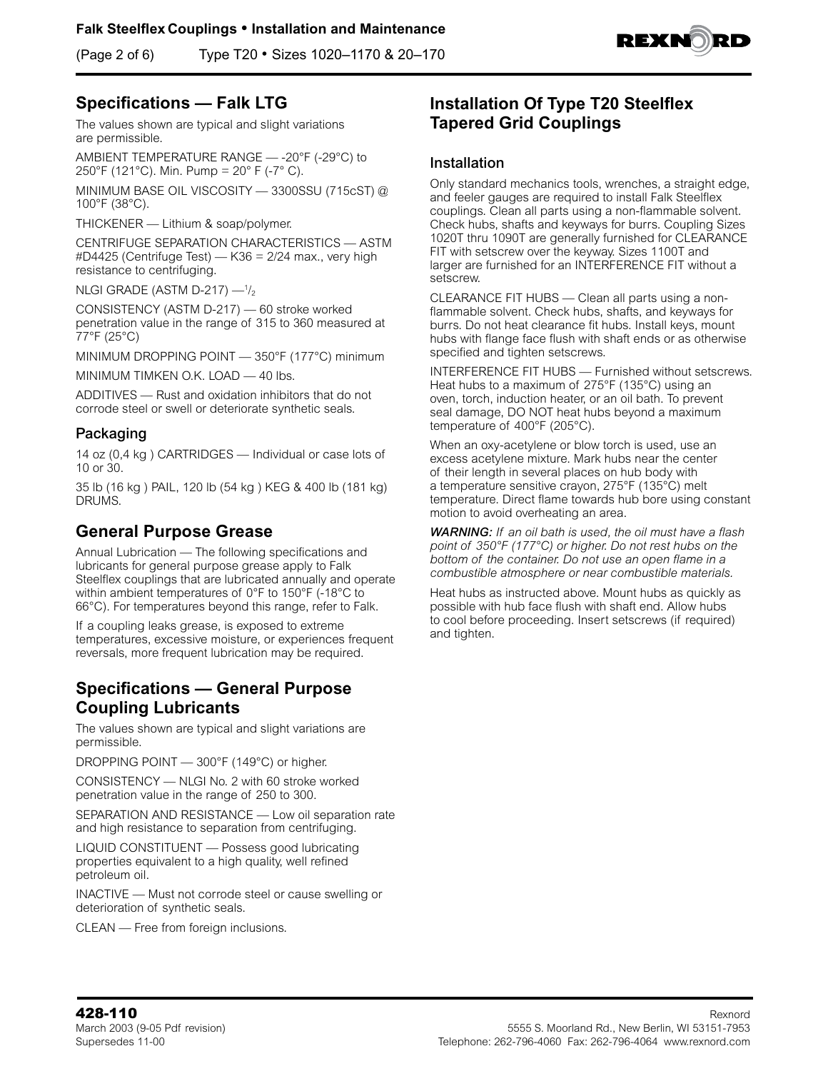## Specifications — Falk LTG

The values shown are typical and slight variations are permissible.

AMBIENT TEMPERATURE RANGE — -20°F (-29°C) to 250°F (121°C). Min. Pump = 20° F (-7° C).

MINIMUM BASE OIL VISCOSITY — 3300SSU (715cST) @ 100°F (38°C).

THICKENER — Lithium & soap/polymer.

CENTRIFUGE SEPARATION CHARACTERISTICS — ASTM #D4425 (Centrifuge Test) — K36 = 2/24 max., very high resistance to centrifuging.

NLGI GRADE (ASTM D-217) — 1/2

CONSISTENCY (ASTM D-217) — 60 stroke worked penetration value in the range of 315 to 360 measured at 77°F (25°C)

MINIMUM DROPPING POINT — 350°F (177°C) minimum

MINIMUM TIMKEN O.K. LOAD — 40 lbs.

ADDITIVES — Rust and oxidation inhibitors that do not corrode steel or swell or deteriorate synthetic seals.

### Packaging

14 oz (0,4 kg ) CARTRIDGES — Individual or case lots of 10 or 30.

35 lb (16 kg ) PAIL, 120 lb (54 kg ) KEG & 400 lb (181 kg) DRUMS.

## General Purpose Grease

Annual Lubrication — The following specifications and lubricants for general purpose grease apply to Falk Steelflex couplings that are lubricated annually and operate within ambient temperatures of 0°F to 150°F (-18°C to 66°C). For temperatures beyond this range, refer to Falk.

If a coupling leaks grease, is exposed to extreme temperatures, excessive moisture, or experiences frequent reversals, more frequent lubrication may be required.

## Specifications — General Purpose Coupling Lubricants

The values shown are typical and slight variations are permissible.

DROPPING POINT — 300°F (149°C) or higher.

CONSISTENCY — NLGI No. 2 with 60 stroke worked penetration value in the range of 250 to 300.

SEPARATION AND RESISTANCE — Low oil separation rate and high resistance to separation from centrifuging.

LIQUID CONSTITUENT — Possess good lubricating properties equivalent to a high quality, well refined petroleum oil.

INACTIVE — Must not corrode steel or cause swelling or deterioration of synthetic seals.

CLEAN — Free from foreign inclusions.

## Installation Of Type T20 Steelflex Tapered Grid Couplings

### Installation

Only standard mechanics tools, wrenches, a straight edge, and feeler gauges are required to install Falk Steelflex couplings. Clean all parts using a non-flammable solvent. Check hubs, shafts and keyways for burrs. Coupling Sizes 1020T thru 1090T are generally furnished for CLEARANCE FIT with setscrew over the keyway. Sizes 1100T and larger are furnished for an INTERFERENCE FIT without a setscrew.

CLEARANCE FIT HUBS — Clean all parts using a non-flammable solvent. Check hubs, shafts, and keyways for burrs. Do not heat clearance fit hubs. Install keys, mount hubs with flange face flush with shaft ends or as otherwise specified and tighten setscrews.

INTERFERENCE FIT HUBS — Furnished without setscrews. Heat hubs to a maximum of 275°F (135°C) using an oven, torch, induction heater, or an oil bath. To prevent seal damage, DO NOT heat hubs beyond a maximum temperature of 400°F (205°C).

When an oxy-acetylene or blow torch is used, use an excess acetylene mixture. Mark hubs near the center of their length in several places on hub body with a temperature sensitive crayon, 275°F (135°C) melt temperature. Direct flame towards hub bore using constant motion to avoid overheating an area.

***WARNING:*** *If an oil bath is used, the oil must have a flash point of 350°F (177°C) or higher. Do not rest hubs on the bottom of the container. Do not use an open flame in a combustible atmosphere or near combustible materials.*

Heat hubs as instructed above. Mount hubs as quickly as possible with hub face flush with shaft end. Allow hubs to cool before proceeding. Insert setscrews (if required) and tighten.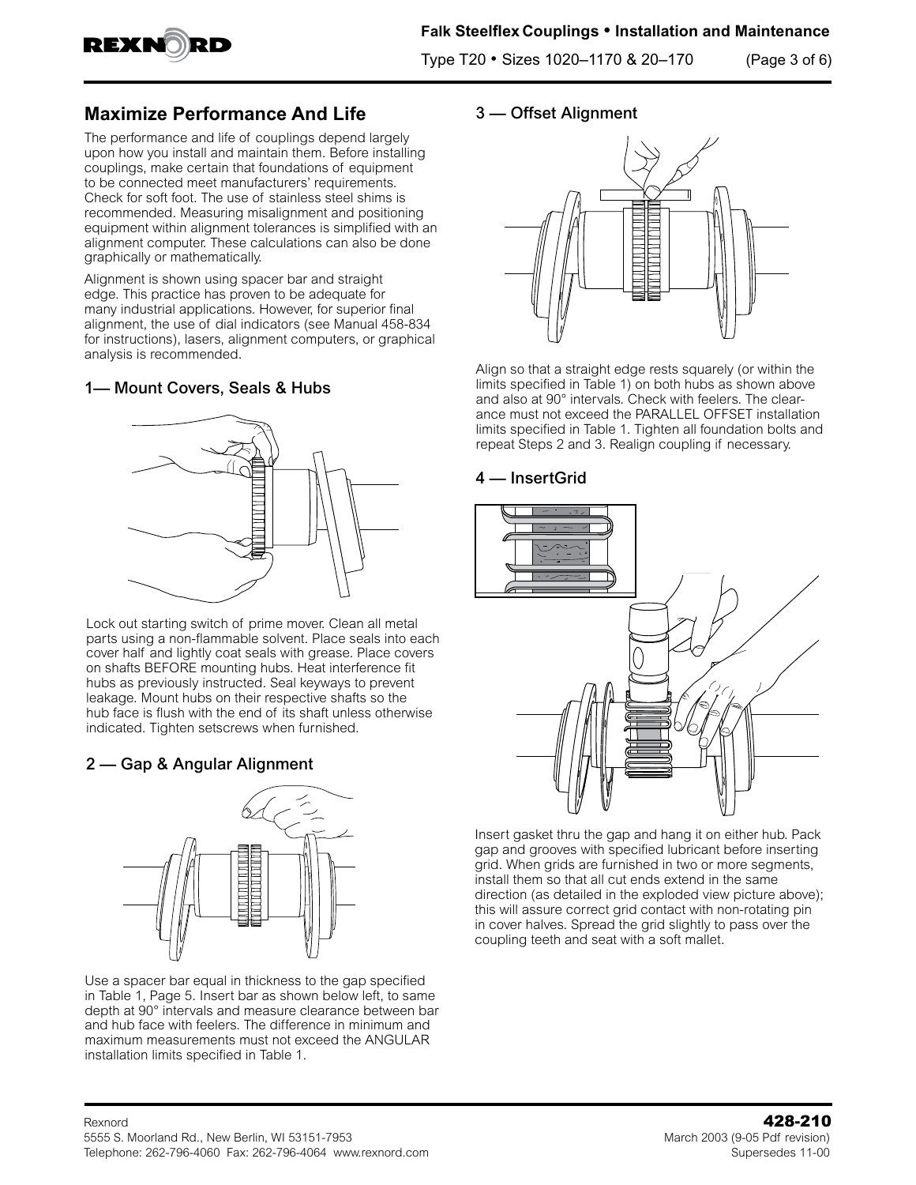## Maximize Performance And Life

The performance and life of couplings depend largely upon how you install and maintain them. Before installing couplings, make certain that foundations of equipment to be connected meet manufacturers' requirements. Check for soft foot. The use of stainless steel shims is recommended. Measuring misalignment and positioning equipment within alignment tolerances is simplified with an alignment computer. These calculations can also be done graphically or mathematically.

Alignment is shown using spacer bar and straight edge. This practice has proven to be adequate for many industrial applications. However, for superior final alignment, the use of dial indicators (see Manual 458-834 for instructions), lasers, alignment computers, or graphical analysis is recommended.

### 1— Mount Covers, Seals & Hubs

Lock out starting switch of prime mover. Clean all metal parts using a non-flammable solvent. Place seals into each cover half and lightly coat seals with grease. Place covers on shafts BEFORE mounting hubs. Heat interference fit hubs as previously instructed. Seal keyways to prevent leakage. Mount hubs on their respective shafts so the hub face is flush with the end of its shaft unless otherwise indicated. Tighten setscrews when furnished.

### 2 — Gap & Angular Alignment

Use a spacer bar equal in thickness to the gap specified in Table 1, Page 5. Insert bar as shown below left, to same depth at 90° intervals and measure clearance between bar and hub face with feelers. The difference in minimum and maximum measurements must not exceed the ANGULAR installation limits specified in Table 1.

### 3 — Offset Alignment

Align so that a straight edge rests squarely (or within the limits specified in Table 1) on both hubs as shown above and also at 90° intervals. Check with feelers. The clearance must not exceed the PARALLEL OFFSET installation limits specified in Table 1. Tighten all foundation bolts and repeat Steps 2 and 3. Realign coupling if necessary.

### 4 — InsertGrid

Insert gasket thru the gap and hang it on either hub. Pack gap and grooves with specified lubricant before inserting grid. When grids are furnished in two or more segments, install them so that all cut ends extend in the same direction (as detailed in the exploded view picture above); this will assure correct grid contact with non-rotating pin in cover halves. Spread the grid slightly to pass over the coupling teeth and seat with a soft mallet.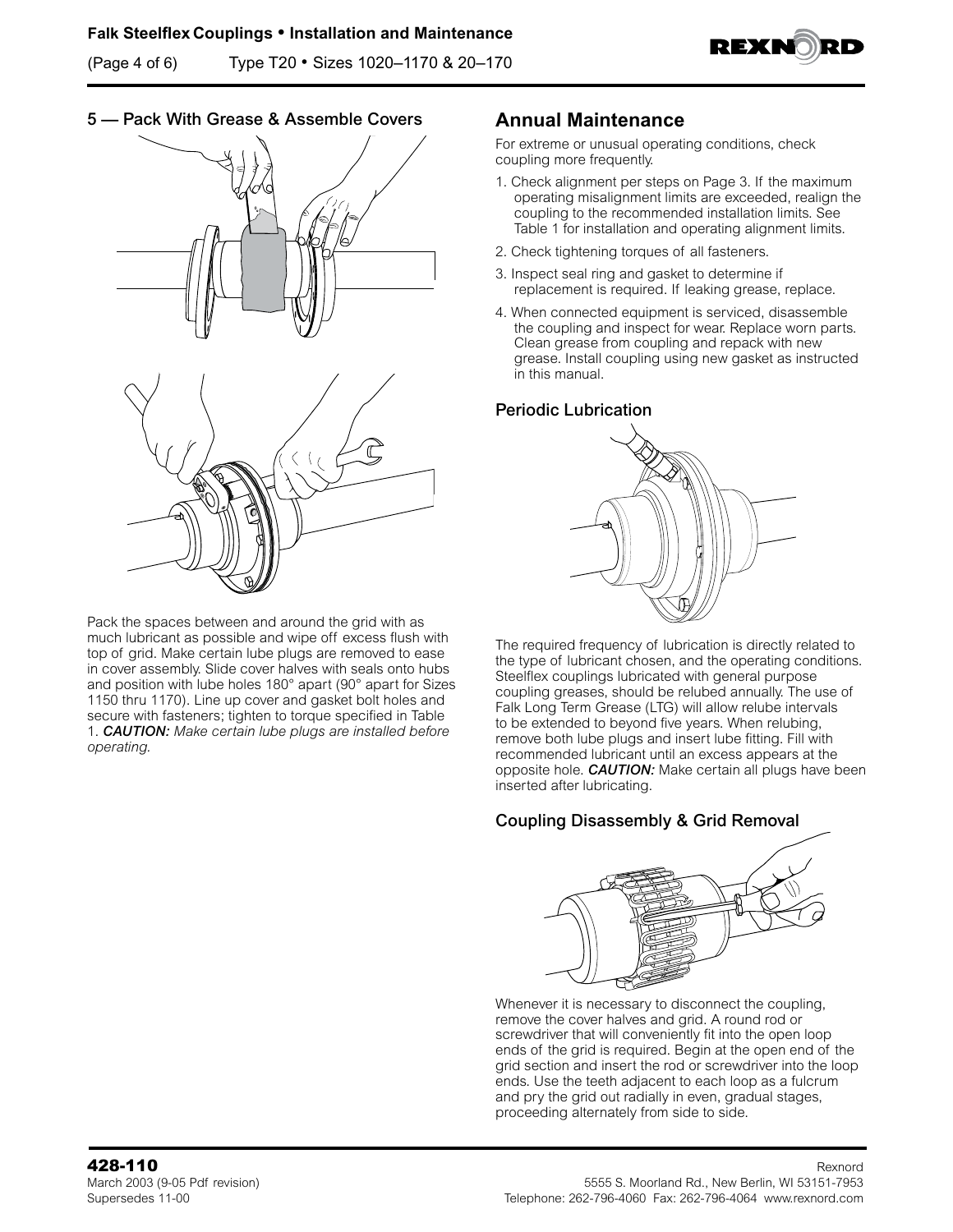## 5 — Pack With Grease & Assemble Covers

Pack the spaces between and around the grid with as much lubricant as possible and wipe off excess flush with top of grid. Make certain lube plugs are removed to ease in cover assembly. Slide cover halves with seals onto hubs and position with lube holes 180° apart (90° apart for Sizes 1150 thru 1170). Line up cover and gasket bolt holes and secure with fasteners; tighten to torque specified in Table 1. ***CAUTION:*** *Make certain lube plugs are installed before operating.*

## Annual Maintenance

For extreme or unusual operating conditions, check coupling more frequently.

1. Check alignment per steps on Page 3. If the maximum operating misalignment limits are exceeded, realign the coupling to the recommended installation limits. See Table 1 for installation and operating alignment limits.
2. Check tightening torques of all fasteners.
3. Inspect seal ring and gasket to determine if replacement is required. If leaking grease, replace.
4. When connected equipment is serviced, disassemble the coupling and inspect for wear. Replace worn parts. Clean grease from coupling and repack with new grease. Install coupling using new gasket as instructed in this manual.

### Periodic Lubrication

The required frequency of lubrication is directly related to the type of lubricant chosen, and the operating conditions. Steelflex couplings lubricated with general purpose coupling greases, should be relubed annually. The use of Falk Long Term Grease (LTG) will allow relube intervals to be extended to beyond five years. When relubing, remove both lube plugs and insert lube fitting. Fill with recommended lubricant until an excess appears at the opposite hole. ***CAUTION:*** Make certain all plugs have been inserted after lubricating.

### Coupling Disassembly & Grid Removal

Whenever it is necessary to disconnect the coupling, remove the cover halves and grid. A round rod or screwdriver that will conveniently fit into the open loop ends of the grid is required. Begin at the open end of the grid section and insert the rod or screwdriver into the loop ends. Use the teeth adjacent to each loop as a fulcrum and pry the grid out radially in even, gradual stages, proceeding alternately from side to side.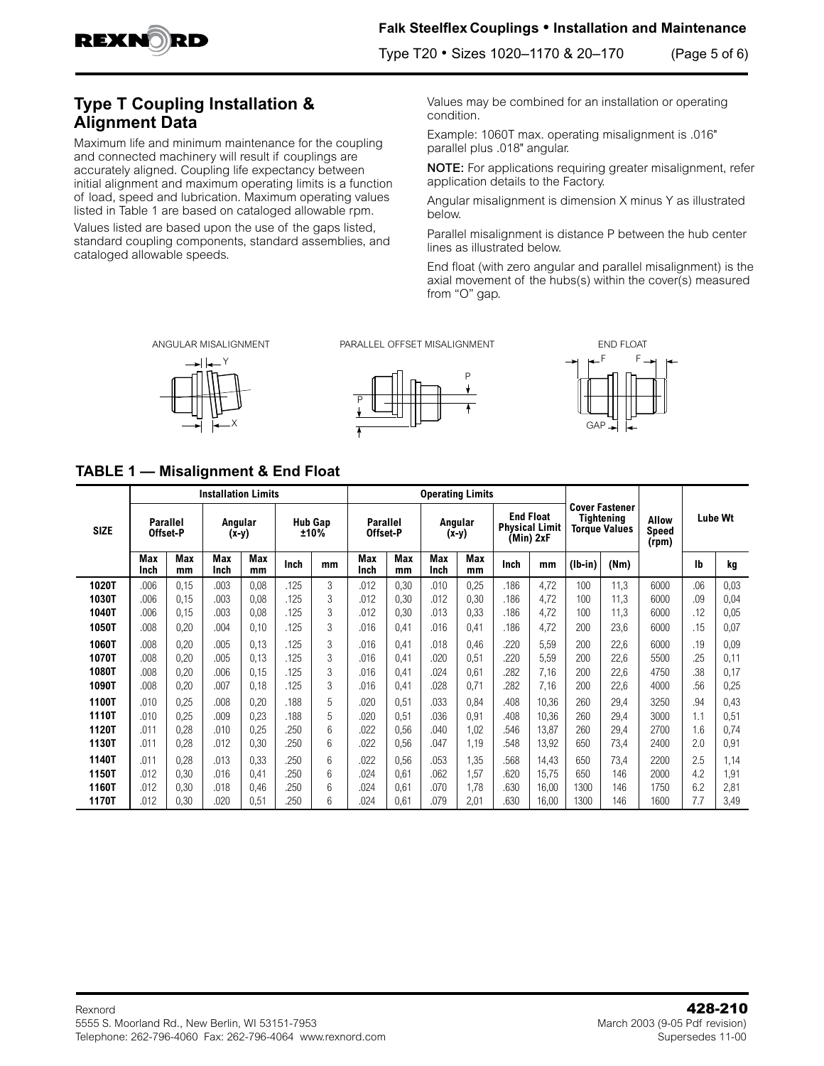## Type T Coupling Installation & Alignment Data

Maximum life and minimum maintenance for the coupling and connected machinery will result if couplings are accurately aligned. Coupling life expectancy between initial alignment and maximum operating limits is a function of load, speed and lubrication. Maximum operating values listed in Table 1 are based on cataloged allowable rpm.

Values listed are based upon the use of the gaps listed, standard coupling components, standard assemblies, and cataloged allowable speeds.

Values may be combined for an installation or operating condition.

Example: 1060T max. operating misalignment is .016" parallel plus .018" angular.

**NOTE:** For applications requiring greater misalignment, refer application details to the Factory.

Angular misalignment is dimension X minus Y as illustrated below.

Parallel misalignment is distance P between the hub center lines as illustrated below.

End float (with zero angular and parallel misalignment) is the axial movement of the hubs(s) within the cover(s) measured from "O" gap.

ANGULAR MISALIGNMENT

PARALLEL OFFSET MISALIGNMENT

END FLOAT

### TABLE 1 — Misalignment & End Float

| SIZE | Installation Limits | | | | | | Operating Limits | | | | | | Cover Fastener Tightening Torque Values | | Allow Speed (rpm) | Lube Wt | |
|---|---|---|---|---|---|---|---|---|---|---|---|---|---|---|---|---|---|
| | Parallel Offset-P | | Angular (x-y) | | Hub Gap ±10% | | Parallel Offset-P | | Angular (x-y) | | End Float Physical Limit (Min) 2xF | | | | | | |
| | Max Inch | Max mm | Max Inch | Max mm | Inch | mm | Max Inch | Max mm | Max Inch | Max mm | Inch | mm | (lb-in) | (Nm) | | lb | kg |
| 1020T | .006 | 0,15 | .003 | 0,08 | .125 | 3 | .012 | 0,30 | .010 | 0,25 | .186 | 4,72 | 100 | 11,3 | 6000 | .06 | 0,03 |
| 1030T | .006 | 0,15 | .003 | 0,08 | .125 | 3 | .012 | 0,30 | .012 | 0,30 | .186 | 4,72 | 100 | 11,3 | 6000 | .09 | 0,04 |
| 1040T | .006 | 0,15 | .003 | 0,08 | .125 | 3 | .012 | 0,30 | .013 | 0,33 | .186 | 4,72 | 100 | 11,3 | 6000 | .12 | 0,05 |
| 1050T | .008 | 0,20 | .004 | 0,10 | .125 | 3 | .016 | 0,41 | .016 | 0,41 | .186 | 4,72 | 200 | 23,6 | 6000 | .15 | 0,07 |
| 1060T | .008 | 0,20 | .005 | 0,13 | .125 | 3 | .016 | 0,41 | .018 | 0,46 | .220 | 5,59 | 200 | 22,6 | 6000 | .19 | 0,09 |
| 1070T | .008 | 0,20 | .005 | 0,13 | .125 | 3 | .016 | 0,41 | .020 | 0,51 | .220 | 5,59 | 200 | 22,6 | 5500 | .25 | 0,11 |
| 1080T | .008 | 0,20 | .006 | 0,15 | .125 | 3 | .016 | 0,41 | .024 | 0,61 | .282 | 7,16 | 200 | 22,6 | 4750 | .38 | 0,17 |
| 1090T | .008 | 0,20 | .007 | 0,18 | .125 | 3 | .016 | 0,41 | .028 | 0,71 | .282 | 7,16 | 200 | 22,6 | 4000 | .56 | 0,25 |
| 1100T | .010 | 0,25 | .008 | 0,20 | .188 | 5 | .020 | 0,51 | .033 | 0,84 | .408 | 10,36 | 260 | 29,4 | 3250 | .94 | 0,43 |
| 1110T | .010 | 0,25 | .009 | 0,23 | .188 | 5 | .020 | 0,51 | .036 | 0,91 | .408 | 10,36 | 260 | 29,4 | 3000 | 1.1 | 0,51 |
| 1120T | .011 | 0,28 | .010 | 0,25 | .250 | 6 | .022 | 0,56 | .040 | 1,02 | .546 | 13,87 | 260 | 29,4 | 2700 | 1.6 | 0,74 |
| 1130T | .011 | 0,28 | .012 | 0,30 | .250 | 6 | .022 | 0,56 | .047 | 1,19 | .548 | 13,92 | 650 | 73,4 | 2400 | 2.0 | 0,91 |
| 1140T | .011 | 0,28 | .013 | 0,33 | .250 | 6 | .022 | 0,56 | .053 | 1,35 | .568 | 14,43 | 650 | 73,4 | 2200 | 2.5 | 1,14 |
| 1150T | .012 | 0,30 | .016 | 0,41 | .250 | 6 | .024 | 0,61 | .062 | 1,57 | .620 | 15,75 | 650 | 146 | 2000 | 4.2 | 1,91 |
| 1160T | .012 | 0,30 | .018 | 0,46 | .250 | 6 | .024 | 0,61 | .070 | 1,78 | .630 | 16,00 | 1300 | 146 | 1750 | 6.2 | 2,81 |
| 1170T | .012 | 0,30 | .020 | 0,51 | .250 | 6 | .024 | 0,61 | .079 | 2,01 | .630 | 16,00 | 1300 | 146 | 1600 | 7.7 | 3,49 |

Rexnord
5555 S. Moorland Rd., New Berlin, WI 53151-7953
Telephone: 262-796-4060 Fax: 262-796-4064 www.rexnord.com

**428-210**
March 2003 (9-05 Pdf revision)
Supersedes 11-00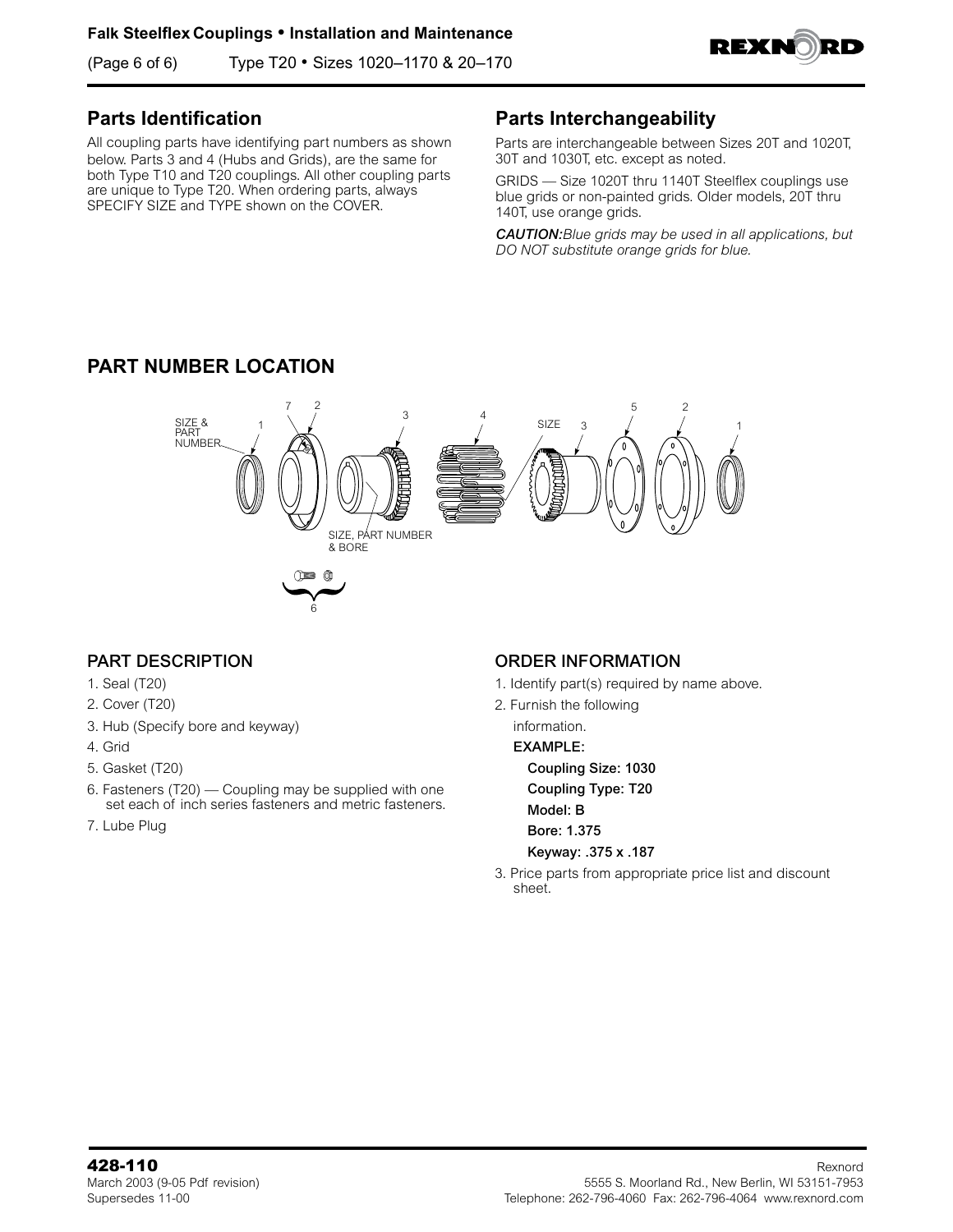## Parts Identification

All coupling parts have identifying part numbers as shown below. Parts 3 and 4 (Hubs and Grids), are the same for both Type T10 and T20 couplings. All other coupling parts are unique to Type T20. When ordering parts, always SPECIFY SIZE and TYPE shown on the COVER.

## Parts Interchangeability

Parts are interchangeable between Sizes 20T and 1020T, 30T and 1030T, etc. except as noted.

GRIDS — Size 1020T thru 1140T Steelflex couplings use blue grids or non-painted grids. Older models, 20T thru 140T, use orange grids.

***CAUTION:****Blue grids may be used in all applications, but DO NOT substitute orange grids for blue.*

## PART NUMBER LOCATION

SIZE & PART NUMBER

SIZE, PART NUMBER & BORE

SIZE

### PART DESCRIPTION

1. Seal (T20)
2. Cover (T20)
3. Hub (Specify bore and keyway)
4. Grid
5. Gasket (T20)
6. Fasteners (T20) — Coupling may be supplied with one set each of inch series fasteners and metric fasteners.
7. Lube Plug

### ORDER INFORMATION

1. Identify part(s) required by name above.
2. Furnish the following information.

   **EXAMPLE:**

   **Coupling Size: 1030**

   **Coupling Type: T20**

   **Model: B**

   **Bore: 1.375**

   **Keyway: .375 x .187**
3. Price parts from appropriate price list and discount sheet.

**428-110**
March 2003 (9-05 Pdf revision)
Supersedes 11-00

Rexnord
5555 S. Moorland Rd., New Berlin, WI 53151-7953
Telephone: 262-796-4060 Fax: 262-796-4064 www.rexnord.com